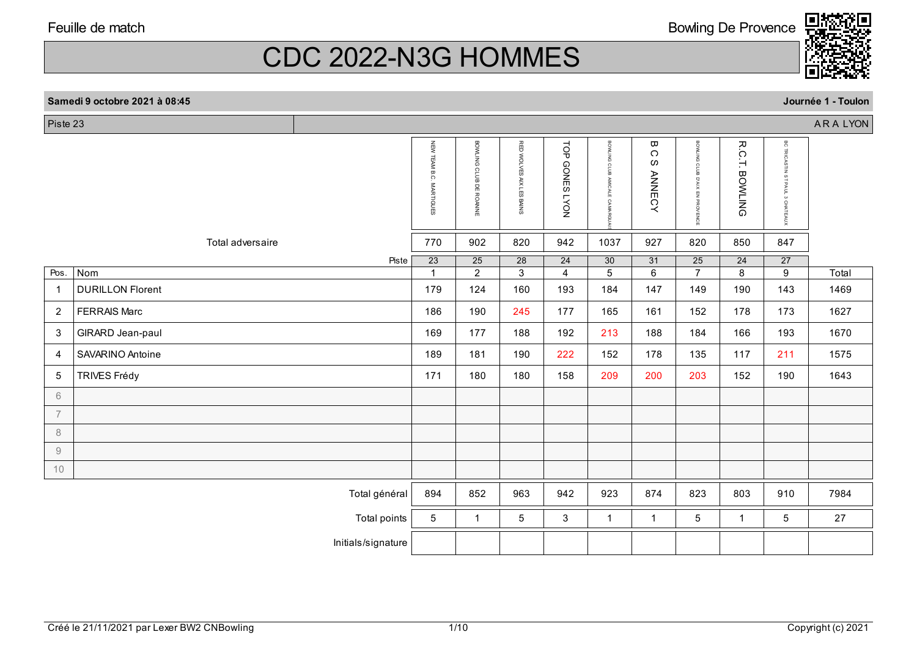Feuille de match

Bowling De Provence

# CDC 2022-N3G HOMMES

**Samedi 9 octobre 2021 à 08:45** — **Journée 1 - Toulon**

Piste 23 — A R A LYON

| | | NEW TEAM B.C. MARTIGUES | BOWLING CLUB DE ROANNE | RED WOLVES AIX LES BAINS | TOP GONES LYON | BOWLING CLUB AMICALE CAMAROUAS | B C S ANNECY | BOWLING CLUB D'AIX EN PROVENCE | R.C.T. BOWLING | BC TRICASTIN ST PAUL 3 CHATEAUX | |
|---|---|---|---|---|---|---|---|---|---|---|---|
| | Total adversaire | 770 | 902 | 820 | 942 | 1037 | 927 | 820 | 850 | 847 | |
| | Piste | 23 | 25 | 28 | 24 | 30 | 31 | 25 | 24 | 27 | |
| Pos. | Nom | 1 | 2 | 3 | 4 | 5 | 6 | 7 | 8 | 9 | Total |
| 1 | DURILLON Florent | 179 | 124 | 160 | 193 | 184 | 147 | 149 | 190 | 143 | 1469 |
| 2 | FERRAIS Marc | 186 | 190 | 245 | 177 | 165 | 161 | 152 | 178 | 173 | 1627 |
| 3 | GIRARD Jean-paul | 169 | 177 | 188 | 192 | 213 | 188 | 184 | 166 | 193 | 1670 |
| 4 | SAVARINO Antoine | 189 | 181 | 190 | 222 | 152 | 178 | 135 | 117 | 211 | 1575 |
| 5 | TRIVES Frédy | 171 | 180 | 180 | 158 | 209 | 200 | 203 | 152 | 190 | 1643 |
| 6 | | | | | | | | | | | |
| 7 | | | | | | | | | | | |
| 8 | | | | | | | | | | | |
| 9 | | | | | | | | | | | |
| 10 | | | | | | | | | | | |
| | Total général | 894 | 852 | 963 | 942 | 923 | 874 | 823 | 803 | 910 | 7984 |
| | Total points | 5 | 1 | 5 | 3 | 1 | 1 | 5 | 1 | 5 | 27 |
| | Initials/signature | | | | | | | | | | |

Créé le 21/11/2021 par Lexer BW2 CNBowling — Copyright (c) 2021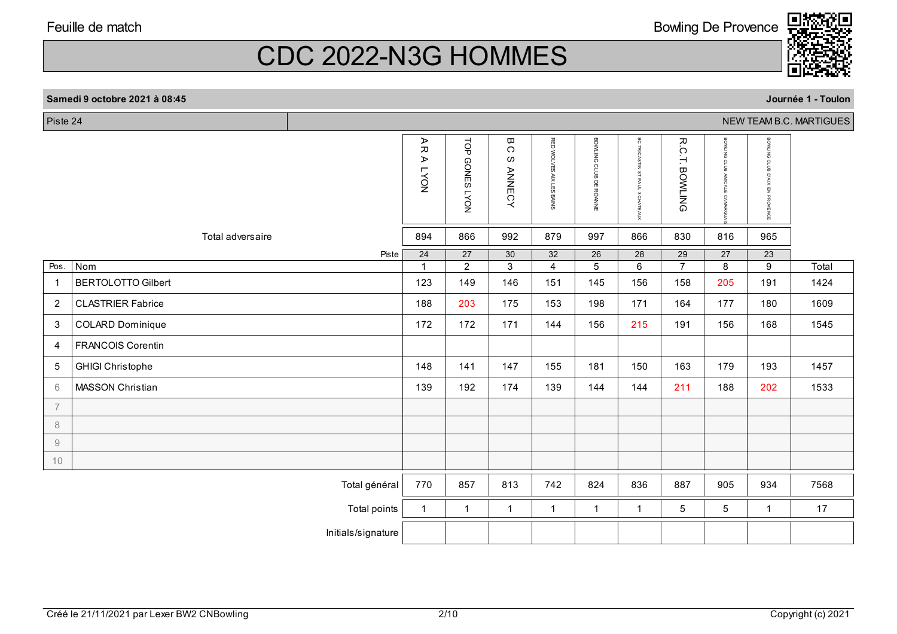Feuille de match

Bowling De Provence

# CDC 2022-N3G HOMMES

**Samedi 9 octobre 2021 à 08:45** | **Journée 1 - Toulon**

Piste 24 | NEW TEAM B.C. MARTIGUES

| | | A R A LYON | TOP GONES LYON | B C S ANNECY | RED WOLVES AIX LES BAINS | BOWLING CLUB DE ROANNE | BC TRICASTIN ST PAUL 3 CHATEAUX | R.C.T. BOWLING | BOWLING CLUB AMICALE CAMARGUAIS | BOWLING CLUB D'AIX EN PROVENCE | |
|---|---|---|---|---|---|---|---|---|---|---|---|
| | Total adversaire | 894 | 866 | 992 | 879 | 997 | 866 | 830 | 816 | 965 | |
| | Piste | 24 | 27 | 30 | 32 | 26 | 28 | 29 | 27 | 23 | |
| Pos. | Nom | 1 | 2 | 3 | 4 | 5 | 6 | 7 | 8 | 9 | Total |
| 1 | BERTOLOTTO Gilbert | 123 | 149 | 146 | 151 | 145 | 156 | 158 | 205 | 191 | 1424 |
| 2 | CLASTRIER Fabrice | 188 | 203 | 175 | 153 | 198 | 171 | 164 | 177 | 180 | 1609 |
| 3 | COLARD Dominique | 172 | 172 | 171 | 144 | 156 | 215 | 191 | 156 | 168 | 1545 |
| 4 | FRANCOIS Corentin | | | | | | | | | | |
| 5 | GHIGI Christophe | 148 | 141 | 147 | 155 | 181 | 150 | 163 | 179 | 193 | 1457 |
| 6 | MASSON Christian | 139 | 192 | 174 | 139 | 144 | 144 | 211 | 188 | 202 | 1533 |
| 7 | | | | | | | | | | | |
| 8 | | | | | | | | | | | |
| 9 | | | | | | | | | | | |
| 10 | | | | | | | | | | | |
| | Total général | 770 | 857 | 813 | 742 | 824 | 836 | 887 | 905 | 934 | 7568 |
| | Total points | 1 | 1 | 1 | 1 | 1 | 1 | 5 | 5 | 1 | 17 |
| | Initials/signature | | | | | | | | | | |

Créé le 21/11/2021 par Lexer BW2 CNBowling

Copyright (c) 2021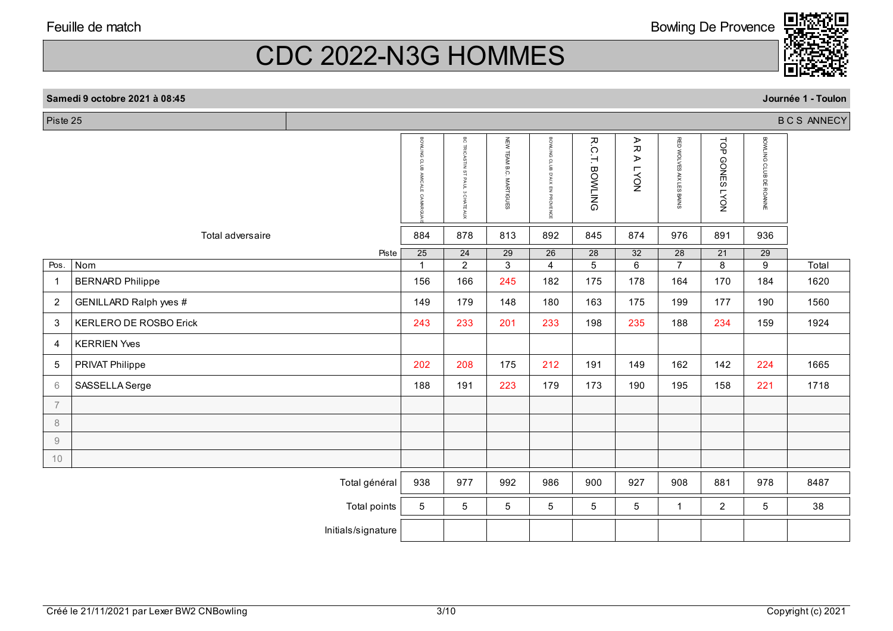Feuille de match

Bowling De Provence

# CDC 2022-N3G HOMMES

**Samedi 9 octobre 2021 à 08:45** — **Journée 1 - Toulon**

Piste 25 — B C S ANNECY

| | | BOWLING CLUB AMICALE CAMARGUAIS | BC TRICASTIN ST PAUL 3 CHATEAUX | NEW TEAM B.C. MARTIGUES | BOWLING CLUB D'AIX EN PROVENCE | R.C.T. BOWLING | A R A LYON | RED WOLVES AIX LES BAINS | TOP GONES LYON | BOWLING CLUB DE ROANNE | |
|---|---|---|---|---|---|---|---|---|---|---|---|
| | Total adversaire | 884 | 878 | 813 | 892 | 845 | 874 | 976 | 891 | 936 | |
| | Piste | 25 | 24 | 29 | 26 | 28 | 32 | 28 | 21 | 29 | |
| Pos. | Nom | 1 | 2 | 3 | 4 | 5 | 6 | 7 | 8 | 9 | Total |
| 1 | BERNARD Philippe | 156 | 166 | 245 | 182 | 175 | 178 | 164 | 170 | 184 | 1620 |
| 2 | GENILLARD Ralph yves # | 149 | 179 | 148 | 180 | 163 | 175 | 199 | 177 | 190 | 1560 |
| 3 | KERLERO DE ROSBO Erick | 243 | 233 | 201 | 233 | 198 | 235 | 188 | 234 | 159 | 1924 |
| 4 | KERRIEN Yves | | | | | | | | | | |
| 5 | PRIVAT Philippe | 202 | 208 | 175 | 212 | 191 | 149 | 162 | 142 | 224 | 1665 |
| 6 | SASSELLA Serge | 188 | 191 | 223 | 179 | 173 | 190 | 195 | 158 | 221 | 1718 |
| 7 | | | | | | | | | | | |
| 8 | | | | | | | | | | | |
| 9 | | | | | | | | | | | |
| 10 | | | | | | | | | | | |
| | Total général | 938 | 977 | 992 | 986 | 900 | 927 | 908 | 881 | 978 | 8487 |
| | Total points | 5 | 5 | 5 | 5 | 5 | 5 | 1 | 2 | 5 | 38 |
| | Initials/signature | | | | | | | | | | |

Créé le 21/11/2021 par Lexer BW2 CNBowling — Copyright (c) 2021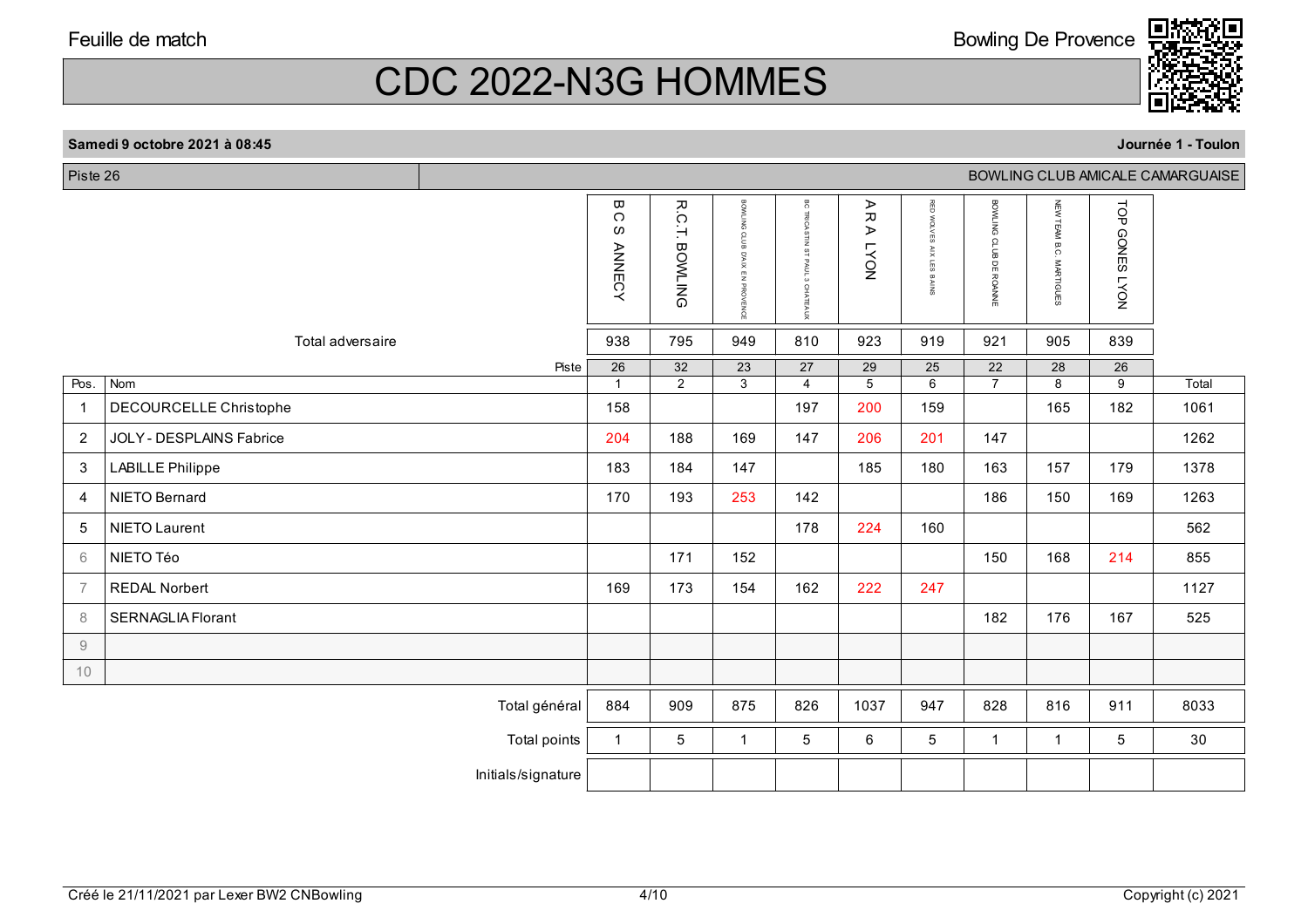Feuille de match

Bowling De Provence

# CDC 2022-N3G HOMMES

**Samedi 9 octobre 2021 à 08:45** — **Journée 1 - Toulon**

Piste 26 — BOWLING CLUB AMICALE CAMARGUAISE

| Pos. | Nom | B C S ANNECY | R.C.T. BOWLING | BOWLING CLUB D'AIX EN PROVENCE | BC TRICASTIN ST PAUL 3 CHATEAUX | A R A LYON | RED WOLVES AIX LES BAINS | BOWLING CLUB DE ROANNE | NEW TEAM B.C. MARTIGUES | TOP GONES LYON | Total |
|---|---|---|---|---|---|---|---|---|---|---|---|
| | Total adversaire | 938 | 795 | 949 | 810 | 923 | 919 | 921 | 905 | 839 | |
| | Piste | 26 | 32 | 23 | 27 | 29 | 25 | 22 | 28 | 26 | |
| | | 1 | 2 | 3 | 4 | 5 | 6 | 7 | 8 | 9 | |
| 1 | DECOURCELLE Christophe | 158 | | | 197 | 200 | 159 | | 165 | 182 | 1061 |
| 2 | JOLY - DESPLAINS Fabrice | 204 | 188 | 169 | 147 | 206 | 201 | 147 | | | 1262 |
| 3 | LABILLE Philippe | 183 | 184 | 147 | | 185 | 180 | 163 | 157 | 179 | 1378 |
| 4 | NIETO Bernard | 170 | 193 | 253 | 142 | | | 186 | 150 | 169 | 1263 |
| 5 | NIETO Laurent | | | | 178 | 224 | 160 | | | | 562 |
| 6 | NIETO Téo | | 171 | 152 | | | | 150 | 168 | 214 | 855 |
| 7 | REDAL Norbert | 169 | 173 | 154 | 162 | 222 | 247 | | | | 1127 |
| 8 | SERNAGLIA Florant | | | | | | | 182 | 176 | 167 | 525 |
| 9 | | | | | | | | | | | |
| 10 | | | | | | | | | | | |
| | Total général | 884 | 909 | 875 | 826 | 1037 | 947 | 828 | 816 | 911 | 8033 |
| | Total points | 1 | 5 | 1 | 5 | 6 | 5 | 1 | 1 | 5 | 30 |
| | Initials/signature | | | | | | | | | | |

Créé le 21/11/2021 par Lexer BW2 CNBowling — Copyright (c) 2021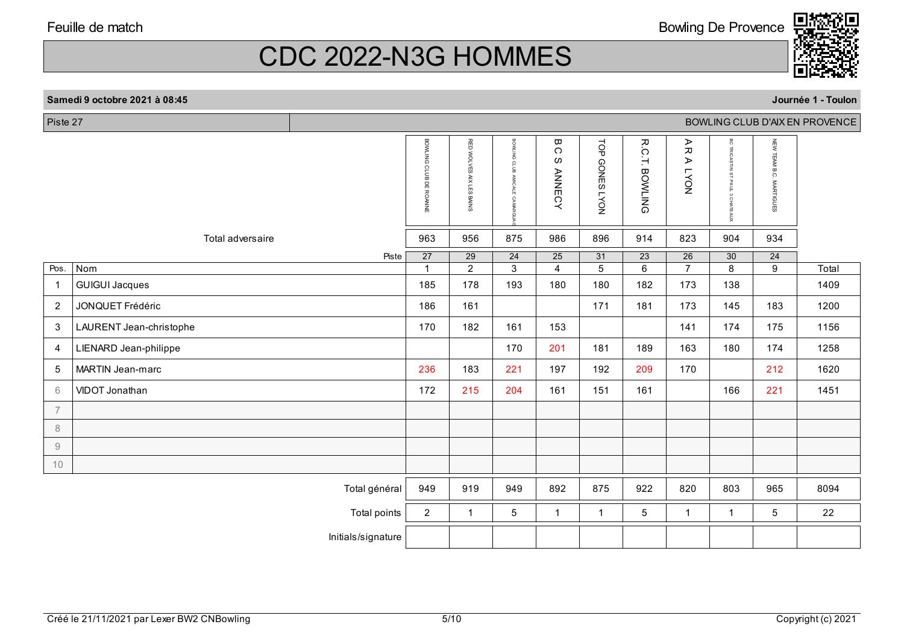Feuille de match

Bowling De Provence

# CDC 2022-N3G HOMMES

**Samedi 9 octobre 2021 à 08:45** — **Journée 1 - Toulon**

Piste 27 — BOWLING CLUB D'AIX EN PROVENCE

| | | BOWLING CLUB DE ROANNE | RED WOLVES AIX LES BAINS | BOWLING CLUB AMICALE CAMARGUAIS | B C S ANNECY | TOP GONES LYON | R.C.T. BOWLING | A R A LYON | BC TRICASTIN ST PAUL 3 CHATEAUX | NEW TEAM B.C. MARTIGUES | |
|---|---|---|---|---|---|---|---|---|---|---|---|
| | Total adversaire | 963 | 956 | 875 | 986 | 896 | 914 | 823 | 904 | 934 | |
| | Piste | 27 | 29 | 24 | 25 | 31 | 23 | 26 | 30 | 24 | |
| Pos. | Nom | 1 | 2 | 3 | 4 | 5 | 6 | 7 | 8 | 9 | Total |
| 1 | GUIGUI Jacques | 185 | 178 | 193 | 180 | 180 | 182 | 173 | 138 | | 1409 |
| 2 | JONQUET Frédéric | 186 | 161 | | | 171 | 181 | 173 | 145 | 183 | 1200 |
| 3 | LAURENT Jean-christophe | 170 | 182 | 161 | 153 | | | 141 | 174 | 175 | 1156 |
| 4 | LIENARD Jean-philippe | | | 170 | 201 | 181 | 189 | 163 | 180 | 174 | 1258 |
| 5 | MARTIN Jean-marc | 236 | 183 | 221 | 197 | 192 | 209 | 170 | | 212 | 1620 |
| 6 | VIDOT Jonathan | 172 | 215 | 204 | 161 | 151 | 161 | | 166 | 221 | 1451 |
| 7 | | | | | | | | | | | |
| 8 | | | | | | | | | | | |
| 9 | | | | | | | | | | | |
| 10 | | | | | | | | | | | |
| | Total général | 949 | 919 | 949 | 892 | 875 | 922 | 820 | 803 | 965 | 8094 |
| | Total points | 2 | 1 | 5 | 1 | 1 | 5 | 1 | 1 | 5 | 22 |
| | Initials/signature | | | | | | | | | | |

Créé le 21/11/2021 par Lexer BW2 CNBowling

Copyright (c) 2021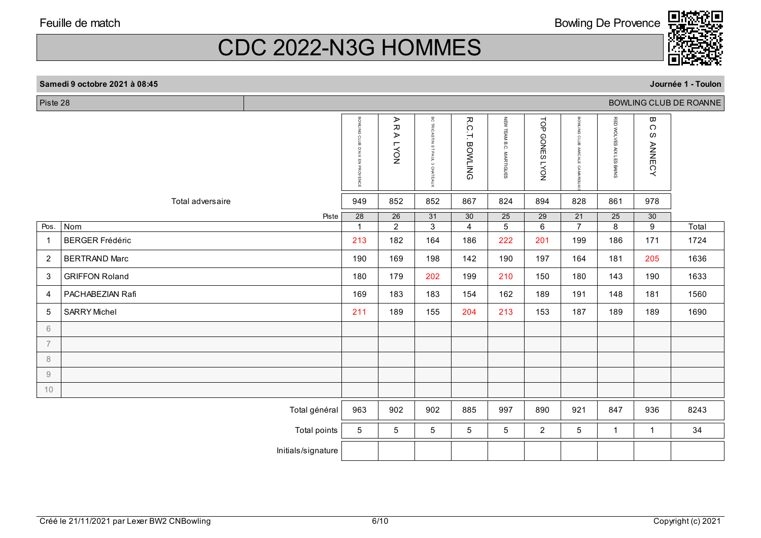Feuille de match — Bowling De Provence

# CDC 2022-N3G HOMMES

**Samedi 9 octobre 2021 à 08:45** — **Journée 1 - Toulon**

Piste 28 — BOWLING CLUB DE ROANNE

| | | BOWLING CLUB D'AIX EN PROVENCE | A R A LYON | BC TRICASTIN ST PAUL 3 CHATEAUX | R.C.T. BOWLING | NEW TEAM B.C. MARTIGUES | TOP GONES LYON | BOWLING CLUB AMICALE CAMARGUAIS | RED WOLVES AIX LES BAINS | B C S ANNECY | |
|---|---|---|---|---|---|---|---|---|---|---|---|
| | Total adversaire | 949 | 852 | 852 | 867 | 824 | 894 | 828 | 861 | 978 | |
| | Piste | 28 | 26 | 31 | 30 | 25 | 29 | 21 | 25 | 30 | |
| Pos. | Nom | 1 | 2 | 3 | 4 | 5 | 6 | 7 | 8 | 9 | Total |
| 1 | BERGER Frédéric | 213 | 182 | 164 | 186 | 222 | 201 | 199 | 186 | 171 | 1724 |
| 2 | BERTRAND Marc | 190 | 169 | 198 | 142 | 190 | 197 | 164 | 181 | 205 | 1636 |
| 3 | GRIFFON Roland | 180 | 179 | 202 | 199 | 210 | 150 | 180 | 143 | 190 | 1633 |
| 4 | PACHABEZIAN Rafi | 169 | 183 | 183 | 154 | 162 | 189 | 191 | 148 | 181 | 1560 |
| 5 | SARRY Michel | 211 | 189 | 155 | 204 | 213 | 153 | 187 | 189 | 189 | 1690 |
| 6 | | | | | | | | | | | |
| 7 | | | | | | | | | | | |
| 8 | | | | | | | | | | | |
| 9 | | | | | | | | | | | |
| 10 | | | | | | | | | | | |
| | Total général | 963 | 902 | 902 | 885 | 997 | 890 | 921 | 847 | 936 | 8243 |
| | Total points | 5 | 5 | 5 | 5 | 5 | 2 | 5 | 1 | 1 | 34 |
| | Initials/signature | | | | | | | | | | |

Créé le 21/11/2021 par Lexer BW2 CNBowling — Copyright (c) 2021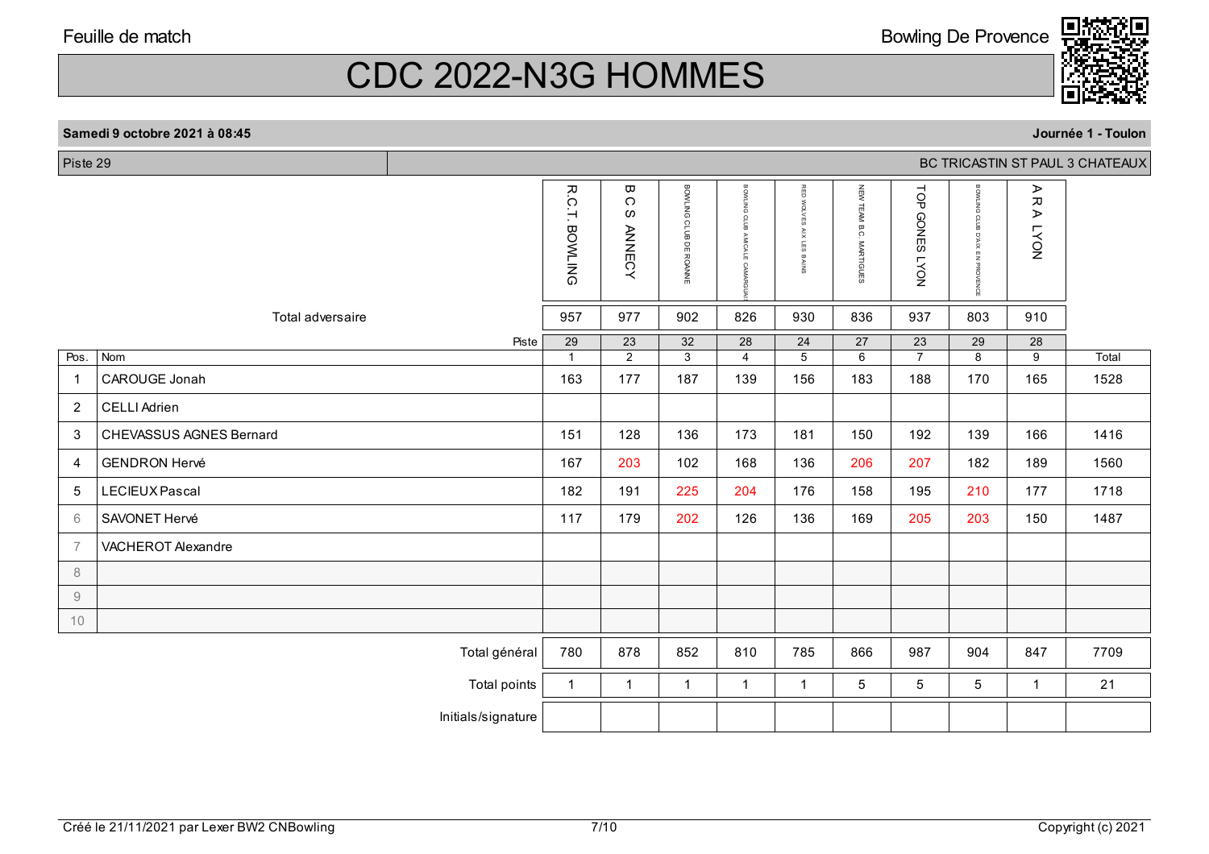Feuille de match

Bowling De Provence

# CDC 2022-N3G HOMMES

**Samedi 9 octobre 2021 à 08:45** — **Journée 1 - Toulon**

Piste 29 — BC TRICASTIN ST PAUL 3 CHATEAUX

| Pos. | Nom | R.C.T. BOWLING | B C S ANNECY | BOWLING CLUB DE ROANNE | BOWLING CLUB AMICALE CAMARGUAIS | RED WOLVES AIX LES BAINS | NEW TEAM B.C. MARTIGUES | TOP GONES LYON | BOWLING CLUB D'AIX EN PROVENCE | A R A LYON | Total |
|---|---|---|---|---|---|---|---|---|---|---|---|
| | Total adversaire | 957 | 977 | 902 | 826 | 930 | 836 | 937 | 803 | 910 | |
| | Piste | 29 | 23 | 32 | 28 | 24 | 27 | 23 | 29 | 28 | |
| | | 1 | 2 | 3 | 4 | 5 | 6 | 7 | 8 | 9 | |
| 1 | CAROUGE Jonah | 163 | 177 | 187 | 139 | 156 | 183 | 188 | 170 | 165 | 1528 |
| 2 | CELLI Adrien | | | | | | | | | | |
| 3 | CHEVASSUS AGNES Bernard | 151 | 128 | 136 | 173 | 181 | 150 | 192 | 139 | 166 | 1416 |
| 4 | GENDRON Hervé | 167 | 203 | 102 | 168 | 136 | 206 | 207 | 182 | 189 | 1560 |
| 5 | LECIEUX Pascal | 182 | 191 | 225 | 204 | 176 | 158 | 195 | 210 | 177 | 1718 |
| 6 | SAVONET Hervé | 117 | 179 | 202 | 126 | 136 | 169 | 205 | 203 | 150 | 1487 |
| 7 | VACHEROT Alexandre | | | | | | | | | | |
| 8 | | | | | | | | | | | |
| 9 | | | | | | | | | | | |
| 10 | | | | | | | | | | | |
| | Total général | 780 | 878 | 852 | 810 | 785 | 866 | 987 | 904 | 847 | 7709 |
| | Total points | 1 | 1 | 1 | 1 | 1 | 5 | 5 | 5 | 1 | 21 |
| | Initials/signature | | | | | | | | | | |

Créé le 21/11/2021 par Lexer BW2 CNBowling

Copyright (c) 2021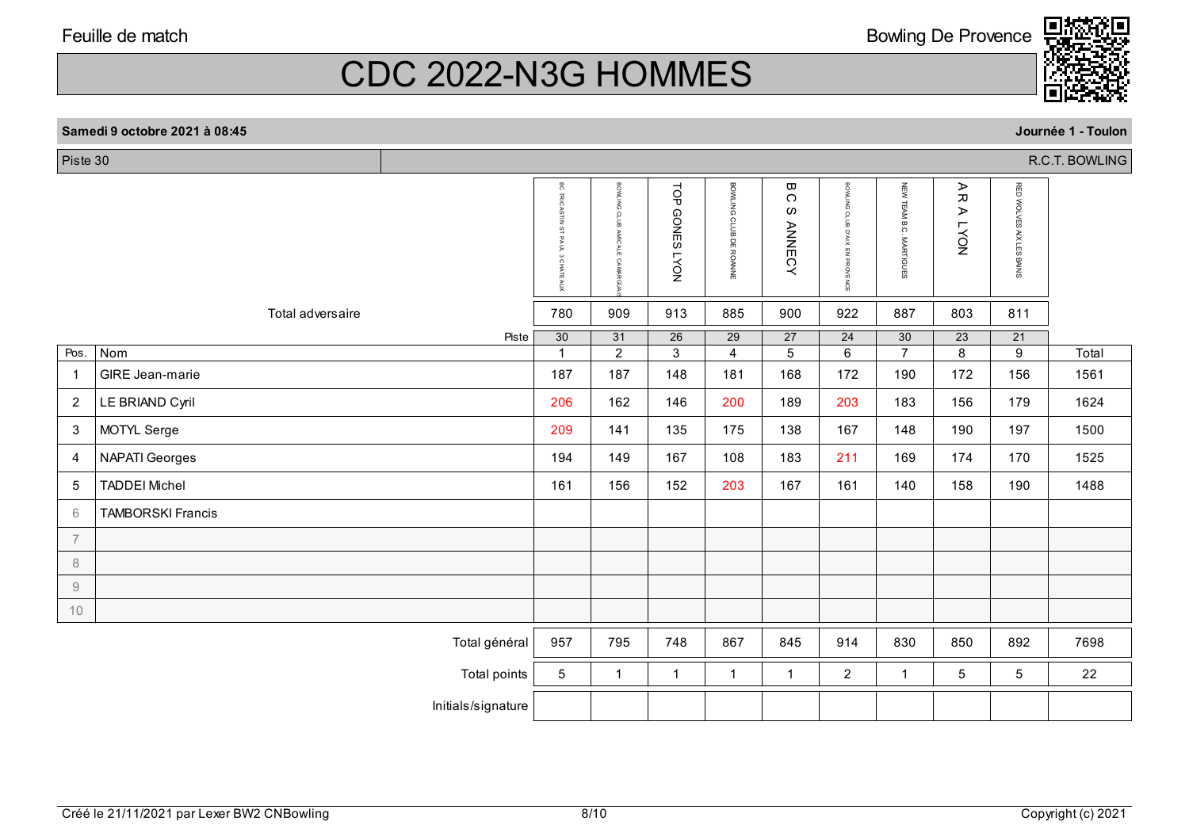Feuille de match

Bowling De Provence

# CDC 2022-N3G HOMMES

**Samedi 9 octobre 2021 à 08:45** — **Journée 1 - Toulon**

Piste 30 — R.C.T. BOWLING

| | | BC TRICASTIN ST PAUL 3 CHATEAUX | BOWLING CLUB AMICALE CAMARGUAIS | TOP GONES LYON | BOWLING CLUB DE ROANNE | B C S ANNECY | BOWLING CLUB D'AIX EN PROVENCE | NEW TEAM B.C. MARTIGUES | A R A LYON | RED WOLVES AIX LES BAINS | |
|---|---|---|---|---|---|---|---|---|---|---|---|
| | Total adversaire | 780 | 909 | 913 | 885 | 900 | 922 | 887 | 803 | 811 | |
| | Piste | 30 | 31 | 26 | 29 | 27 | 24 | 30 | 23 | 21 | |
| Pos. | Nom | 1 | 2 | 3 | 4 | 5 | 6 | 7 | 8 | 9 | Total |
| 1 | GIRE Jean-marie | 187 | 187 | 148 | 181 | 168 | 172 | 190 | 172 | 156 | 1561 |
| 2 | LE BRIAND Cyril | 206 | 162 | 146 | 200 | 189 | 203 | 183 | 156 | 179 | 1624 |
| 3 | MOTYL Serge | 209 | 141 | 135 | 175 | 138 | 167 | 148 | 190 | 197 | 1500 |
| 4 | NAPATI Georges | 194 | 149 | 167 | 108 | 183 | 211 | 169 | 174 | 170 | 1525 |
| 5 | TADDEI Michel | 161 | 156 | 152 | 203 | 167 | 161 | 140 | 158 | 190 | 1488 |
| 6 | TAMBORSKI Francis | | | | | | | | | | |
| 7 | | | | | | | | | | | |
| 8 | | | | | | | | | | | |
| 9 | | | | | | | | | | | |
| 10 | | | | | | | | | | | |
| | Total général | 957 | 795 | 748 | 867 | 845 | 914 | 830 | 850 | 892 | 7698 |
| | Total points | 5 | 1 | 1 | 1 | 1 | 2 | 1 | 5 | 5 | 22 |
| | Initials/signature | | | | | | | | | | |

Créé le 21/11/2021 par Lexer BW2 CNBowling — Copyright (c) 2021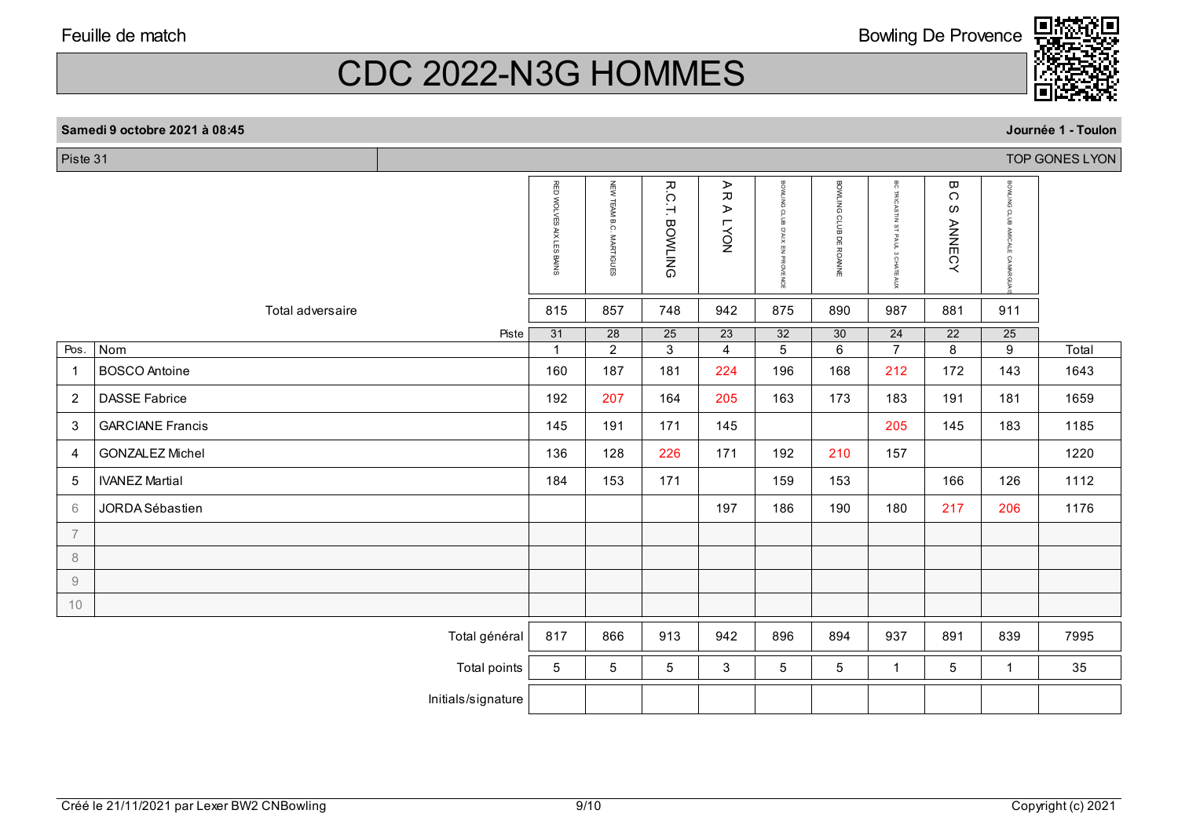Feuille de match

Bowling De Provence

# CDC 2022-N3G HOMMES

**Samedi 9 octobre 2021 à 08:45** — **Journée 1 - Toulon**

Piste 31 — TOP GONES LYON

| Pos. | Nom | RED WOLVES AIX LES BAINS | NEW TEAM B.C. MARTIGUES | R.C.T. BOWLING | A R A LYON | BOWLING CLUB D'AIX EN PROVENCE | BOWLING CLUB DE ROANNE | BC TRICASTIN ST PAUL 3 CHATEAUX | B C S ANNECY | BOWLING CLUB AMICALE CAMARGUAIS | Total |
|---|---|---|---|---|---|---|---|---|---|---|---|
| | Total adversaire | 815 | 857 | 748 | 942 | 875 | 890 | 987 | 881 | 911 | |
| | Piste | 31 | 28 | 25 | 23 | 32 | 30 | 24 | 22 | 25 | |
| | | 1 | 2 | 3 | 4 | 5 | 6 | 7 | 8 | 9 | Total |
| 1 | BOSCO Antoine | 160 | 187 | 181 | 224 | 196 | 168 | 212 | 172 | 143 | 1643 |
| 2 | DASSE Fabrice | 192 | 207 | 164 | 205 | 163 | 173 | 183 | 191 | 181 | 1659 |
| 3 | GARCIANE Francis | 145 | 191 | 171 | 145 | | | 205 | 145 | 183 | 1185 |
| 4 | GONZALEZ Michel | 136 | 128 | 226 | 171 | 192 | 210 | 157 | | | 1220 |
| 5 | IVANEZ Martial | 184 | 153 | 171 | | 159 | 153 | | 166 | 126 | 1112 |
| 6 | JORDA Sébastien | | | | 197 | 186 | 190 | 180 | 217 | 206 | 1176 |
| 7 | | | | | | | | | | | |
| 8 | | | | | | | | | | | |
| 9 | | | | | | | | | | | |
| 10 | | | | | | | | | | | |
| | Total général | 817 | 866 | 913 | 942 | 896 | 894 | 937 | 891 | 839 | 7995 |
| | Total points | 5 | 5 | 5 | 3 | 5 | 5 | 1 | 5 | 1 | 35 |
| | Initials/signature | | | | | | | | | | |

Créé le 21/11/2021 par Lexer BW2 CNBowling

Copyright (c) 2021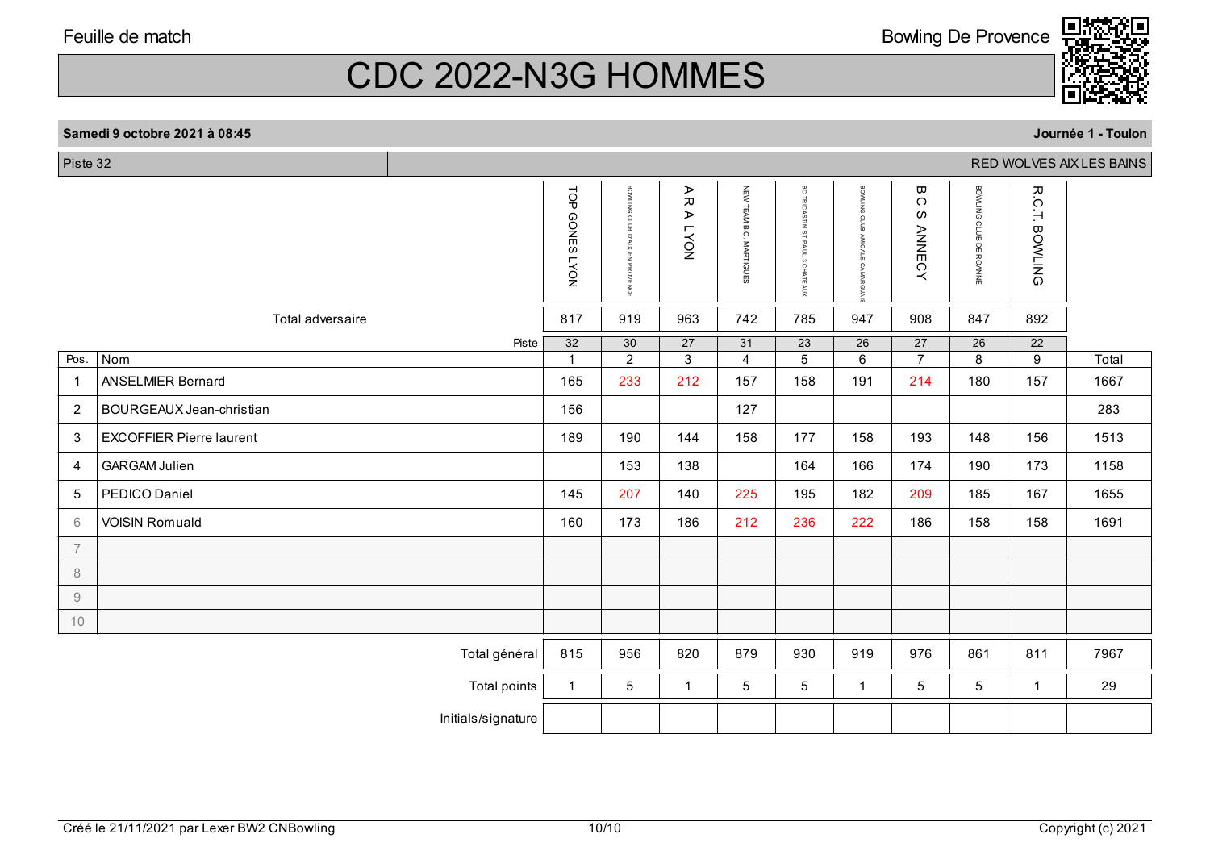Feuille de match

Bowling De Provence

# CDC 2022-N3G HOMMES

**Samedi 9 octobre 2021 à 08:45** — **Journée 1 - Toulon**

Piste 32 — RED WOLVES AIX LES BAINS

| | | TOP GONES LYON | BOWLING CLUB D'AIX EN PROVENCE | A R A LYON | NEW TEAM B.C. MARTIGUES | BC TRICASTIN ST PAUL 3 CHATEAUX | BOWLING CLUB AMICALE CAMARGUAIS | B C S ANNECY | BOWLING CLUB DE ROANNE | R.C.T. BOWLING | |
|---|---|---|---|---|---|---|---|---|---|---|---|
| | Total adversaire | 817 | 919 | 963 | 742 | 785 | 947 | 908 | 847 | 892 | |
| | Piste | 32 | 30 | 27 | 31 | 23 | 26 | 27 | 26 | 22 | |
| Pos. | Nom | 1 | 2 | 3 | 4 | 5 | 6 | 7 | 8 | 9 | Total |
| 1 | ANSELMIER Bernard | 165 | 233 | 212 | 157 | 158 | 191 | 214 | 180 | 157 | 1667 |
| 2 | BOURGEAUX Jean-christian | 156 | | | 127 | | | | | | 283 |
| 3 | EXCOFFIER Pierre laurent | 189 | 190 | 144 | 158 | 177 | 158 | 193 | 148 | 156 | 1513 |
| 4 | GARGAM Julien | | 153 | 138 | | 164 | 166 | 174 | 190 | 173 | 1158 |
| 5 | PEDICO Daniel | 145 | 207 | 140 | 225 | 195 | 182 | 209 | 185 | 167 | 1655 |
| 6 | VOISIN Romuald | 160 | 173 | 186 | 212 | 236 | 222 | 186 | 158 | 158 | 1691 |
| 7 | | | | | | | | | | | |
| 8 | | | | | | | | | | | |
| 9 | | | | | | | | | | | |
| 10 | | | | | | | | | | | |
| | Total général | 815 | 956 | 820 | 879 | 930 | 919 | 976 | 861 | 811 | 7967 |
| | Total points | 1 | 5 | 1 | 5 | 5 | 1 | 5 | 5 | 1 | 29 |
| | Initials/signature | | | | | | | | | | |

Créé le 21/11/2021 par Lexer BW2 CNBowling — Copyright (c) 2021